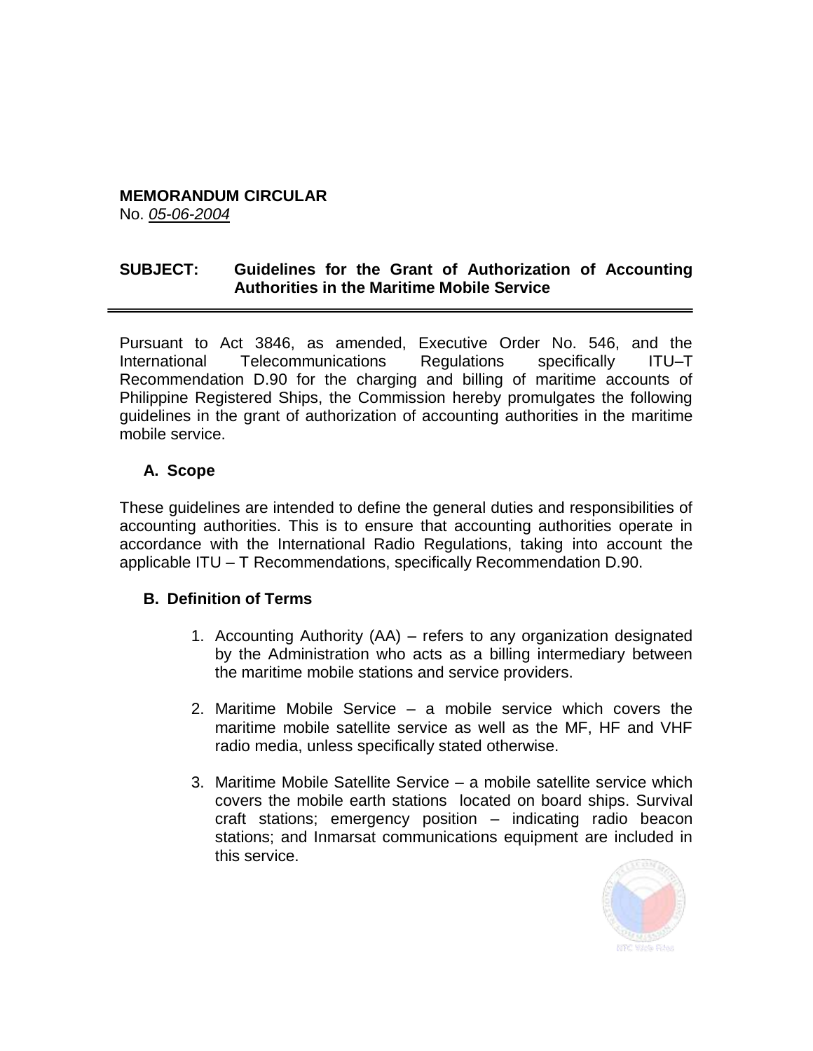**MEMORANDUM CIRCULAR**
No. *05-06-2004*

**SUBJECT: Guidelines for the Grant of Authorization of Accounting Authorities in the Maritime Mobile Service**

---

Pursuant to Act 3846, as amended, Executive Order No. 546, and the International Telecommunications Regulations specifically ITU–T Recommendation D.90 for the charging and billing of maritime accounts of Philippine Registered Ships, the Commission hereby promulgates the following guidelines in the grant of authorization of accounting authorities in the maritime mobile service.

**A. Scope**

These guidelines are intended to define the general duties and responsibilities of accounting authorities. This is to ensure that accounting authorities operate in accordance with the International Radio Regulations, taking into account the applicable ITU – T Recommendations, specifically Recommendation D.90.

**B. Definition of Terms**

1. Accounting Authority (AA) – refers to any organization designated by the Administration who acts as a billing intermediary between the maritime mobile stations and service providers.

2. Maritime Mobile Service – a mobile service which covers the maritime mobile satellite service as well as the MF, HF and VHF radio media, unless specifically stated otherwise.

3. Maritime Mobile Satellite Service – a mobile satellite service which covers the mobile earth stations located on board ships. Survival craft stations; emergency position – indicating radio beacon stations; and Inmarsat communications equipment are included in this service.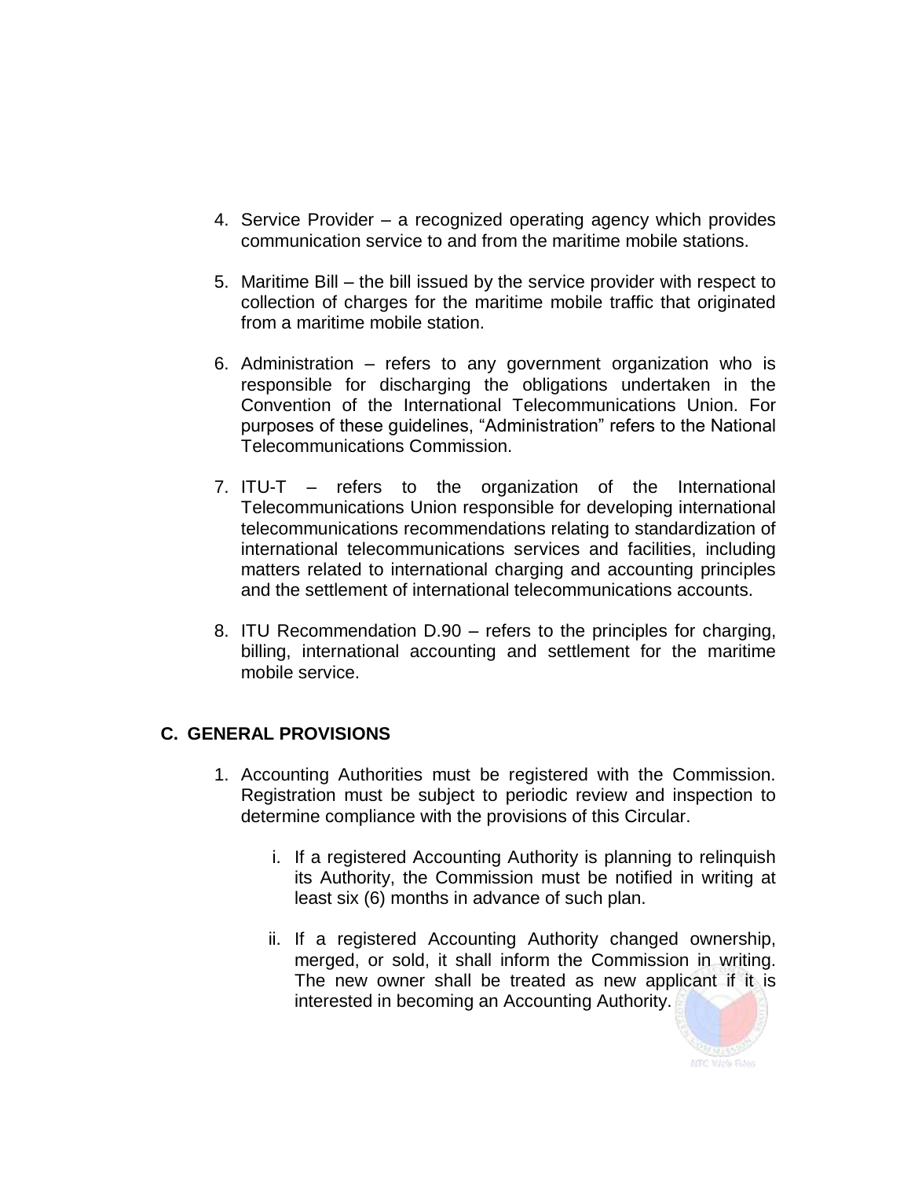4. Service Provider – a recognized operating agency which provides communication service to and from the maritime mobile stations.

5. Maritime Bill – the bill issued by the service provider with respect to collection of charges for the maritime mobile traffic that originated from a maritime mobile station.

6. Administration – refers to any government organization who is responsible for discharging the obligations undertaken in the Convention of the International Telecommunications Union. For purposes of these guidelines, "Administration" refers to the National Telecommunications Commission.

7. ITU-T – refers to the organization of the International Telecommunications Union responsible for developing international telecommunications recommendations relating to standardization of international telecommunications services and facilities, including matters related to international charging and accounting principles and the settlement of international telecommunications accounts.

8. ITU Recommendation D.90 – refers to the principles for charging, billing, international accounting and settlement for the maritime mobile service.

## C. GENERAL PROVISIONS

1. Accounting Authorities must be registered with the Commission. Registration must be subject to periodic review and inspection to determine compliance with the provisions of this Circular.

    i. If a registered Accounting Authority is planning to relinquish its Authority, the Commission must be notified in writing at least six (6) months in advance of such plan.

    ii. If a registered Accounting Authority changed ownership, merged, or sold, it shall inform the Commission in writing. The new owner shall be treated as new applicant if it is interested in becoming an Accounting Authority.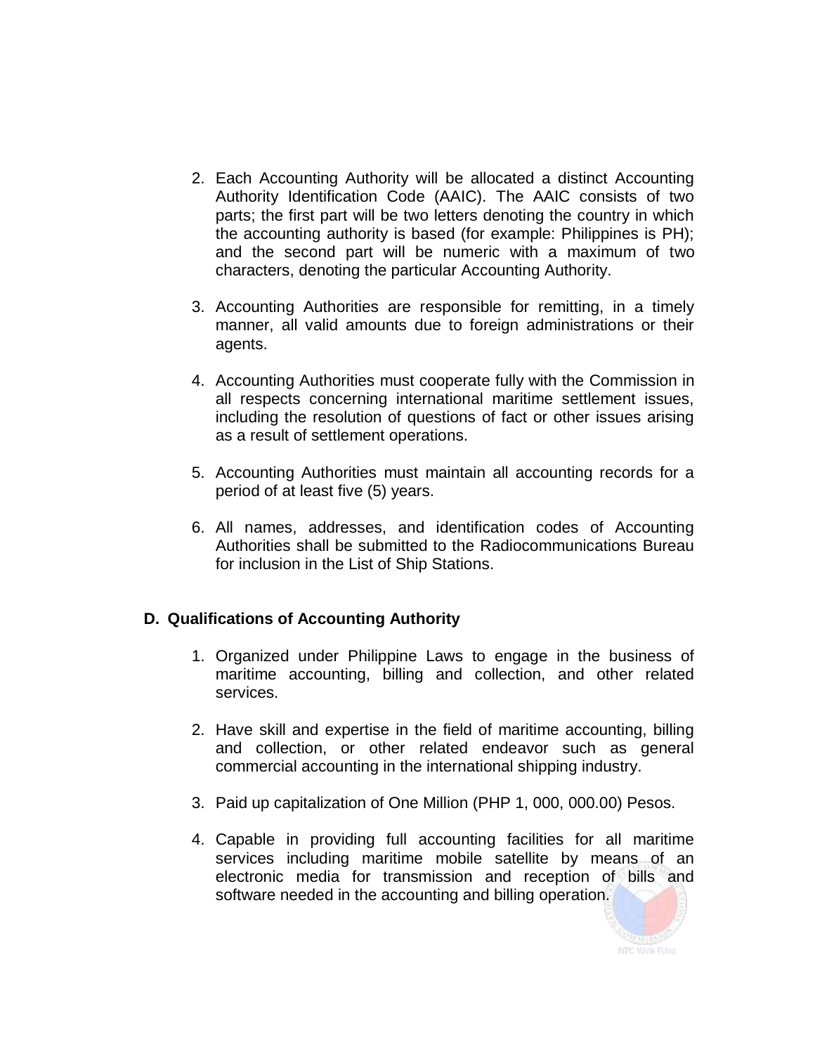2. Each Accounting Authority will be allocated a distinct Accounting Authority Identification Code (AAIC). The AAIC consists of two parts; the first part will be two letters denoting the country in which the accounting authority is based (for example: Philippines is PH); and the second part will be numeric with a maximum of two characters, denoting the particular Accounting Authority.

3. Accounting Authorities are responsible for remitting, in a timely manner, all valid amounts due to foreign administrations or their agents.

4. Accounting Authorities must cooperate fully with the Commission in all respects concerning international maritime settlement issues, including the resolution of questions of fact or other issues arising as a result of settlement operations.

5. Accounting Authorities must maintain all accounting records for a period of at least five (5) years.

6. All names, addresses, and identification codes of Accounting Authorities shall be submitted to the Radiocommunications Bureau for inclusion in the List of Ship Stations.

**D. Qualifications of Accounting Authority**

1. Organized under Philippine Laws to engage in the business of maritime accounting, billing and collection, and other related services.

2. Have skill and expertise in the field of maritime accounting, billing and collection, or other related endeavor such as general commercial accounting in the international shipping industry.

3. Paid up capitalization of One Million (PHP 1, 000, 000.00) Pesos.

4. Capable in providing full accounting facilities for all maritime services including maritime mobile satellite by means of an electronic media for transmission and reception of bills and software needed in the accounting and billing operation.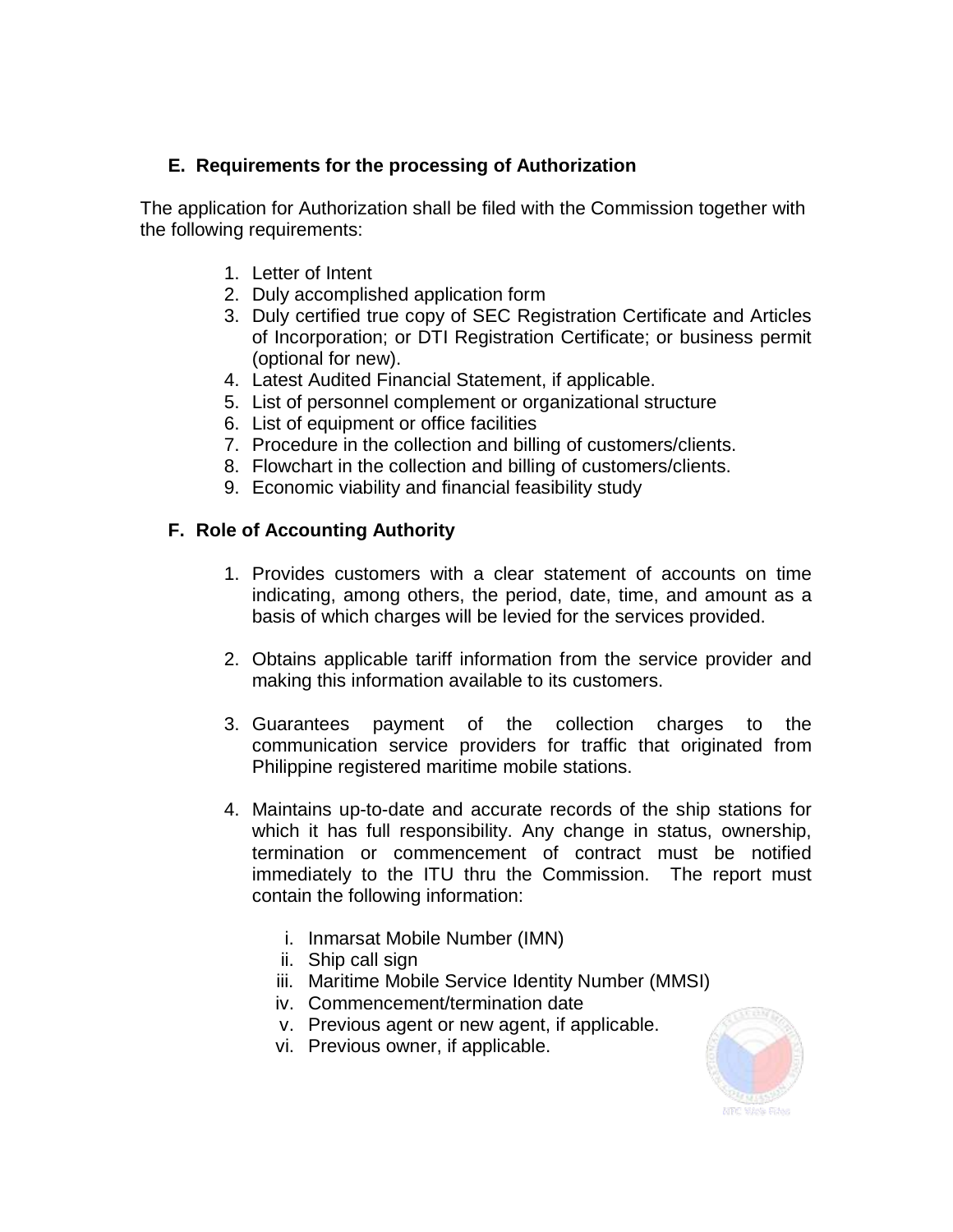### E. Requirements for the processing of Authorization

The application for Authorization shall be filed with the Commission together with the following requirements:

1. Letter of Intent
2. Duly accomplished application form
3. Duly certified true copy of SEC Registration Certificate and Articles of Incorporation; or DTI Registration Certificate; or business permit (optional for new).
4. Latest Audited Financial Statement, if applicable.
5. List of personnel complement or organizational structure
6. List of equipment or office facilities
7. Procedure in the collection and billing of customers/clients.
8. Flowchart in the collection and billing of customers/clients.
9. Economic viability and financial feasibility study

### F. Role of Accounting Authority

1. Provides customers with a clear statement of accounts on time indicating, among others, the period, date, time, and amount as a basis of which charges will be levied for the services provided.

2. Obtains applicable tariff information from the service provider and making this information available to its customers.

3. Guarantees payment of the collection charges to the communication service providers for traffic that originated from Philippine registered maritime mobile stations.

4. Maintains up-to-date and accurate records of the ship stations for which it has full responsibility. Any change in status, ownership, termination or commencement of contract must be notified immediately to the ITU thru the Commission. The report must contain the following information:

   i. Inmarsat Mobile Number (IMN)
   ii. Ship call sign
   iii. Maritime Mobile Service Identity Number (MMSI)
   iv. Commencement/termination date
   v. Previous agent or new agent, if applicable.
   vi. Previous owner, if applicable.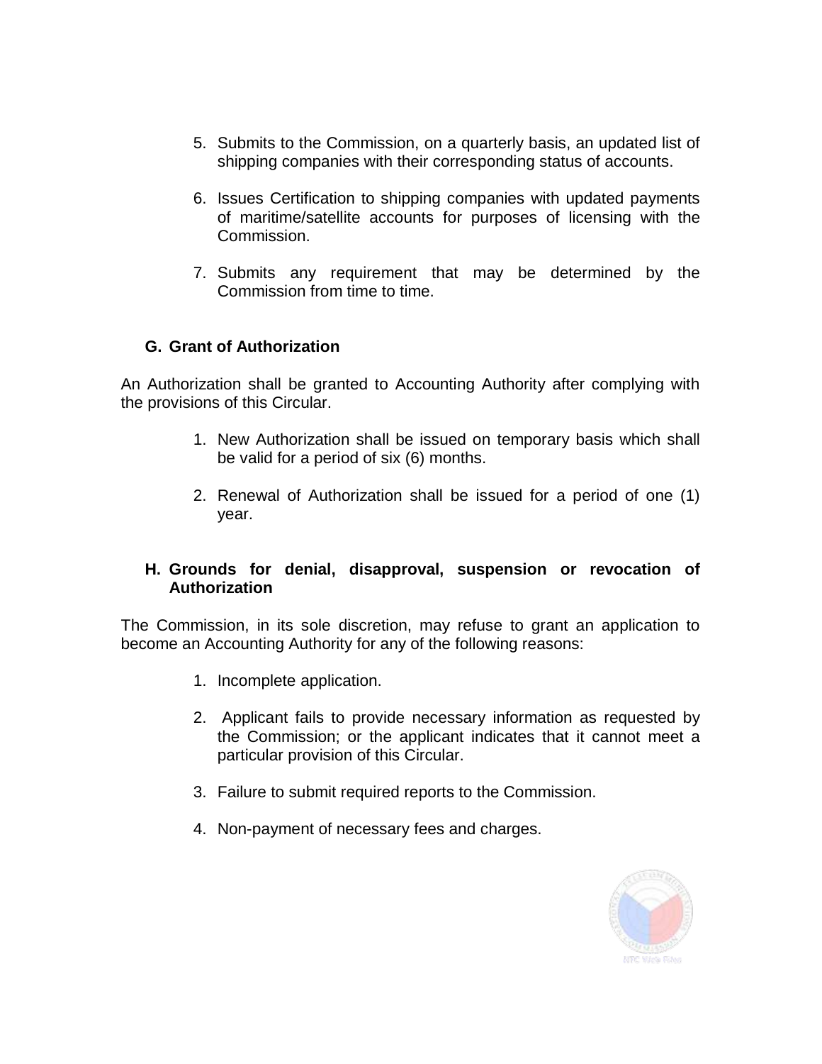5. Submits to the Commission, on a quarterly basis, an updated list of shipping companies with their corresponding status of accounts.

6. Issues Certification to shipping companies with updated payments of maritime/satellite accounts for purposes of licensing with the Commission.

7. Submits any requirement that may be determined by the Commission from time to time.

### G. Grant of Authorization

An Authorization shall be granted to Accounting Authority after complying with the provisions of this Circular.

1. New Authorization shall be issued on temporary basis which shall be valid for a period of six (6) months.

2. Renewal of Authorization shall be issued for a period of one (1) year.

### H. Grounds for denial, disapproval, suspension or revocation of Authorization

The Commission, in its sole discretion, may refuse to grant an application to become an Accounting Authority for any of the following reasons:

1. Incomplete application.

2. Applicant fails to provide necessary information as requested by the Commission; or the applicant indicates that it cannot meet a particular provision of this Circular.

3. Failure to submit required reports to the Commission.

4. Non-payment of necessary fees and charges.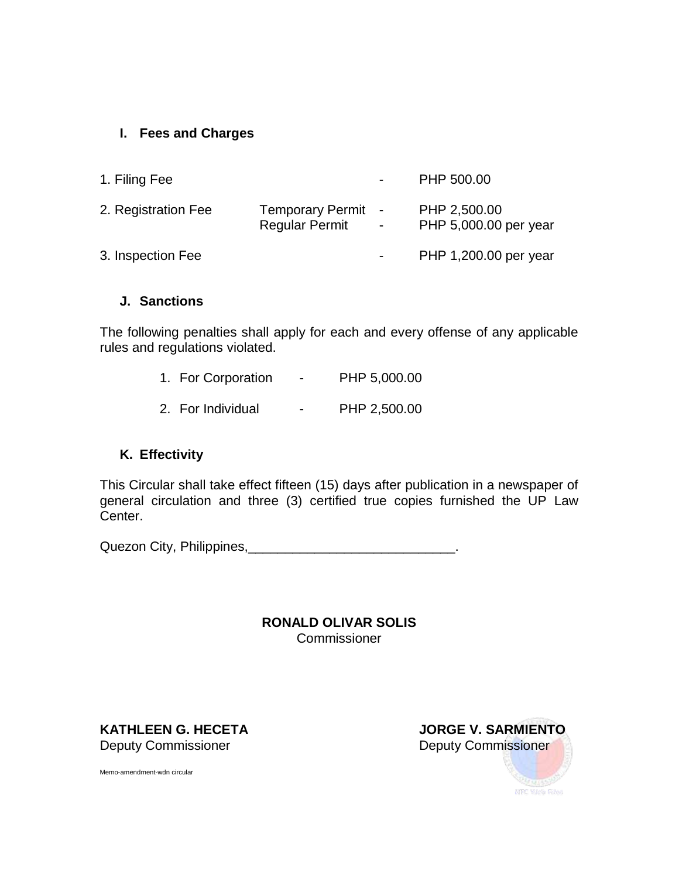## I. Fees and Charges

| | | | |
|---|---|---|---|
| 1. Filing Fee | | - | PHP 500.00 |
| 2. Registration Fee | Temporary Permit | - | PHP 2,500.00 |
| | Regular Permit | - | PHP 5,000.00 per year |
| 3. Inspection Fee | | - | PHP 1,200.00 per year |

## J. Sanctions

The following penalties shall apply for each and every offense of any applicable rules and regulations violated.

1. For Corporation - PHP 5,000.00
2. For Individual - PHP 2,500.00

## K. Effectivity

This Circular shall take effect fifteen (15) days after publication in a newspaper of general circulation and three (3) certified true copies furnished the UP Law Center.

Quezon City, Philippines,____________________________.

**RONALD OLIVAR SOLIS**
Commissioner

**KATHLEEN G. HECETA**
Deputy Commissioner

**JORGE V. SARMIENTO**
Deputy Commissioner

Memo-amendment-wdn circular